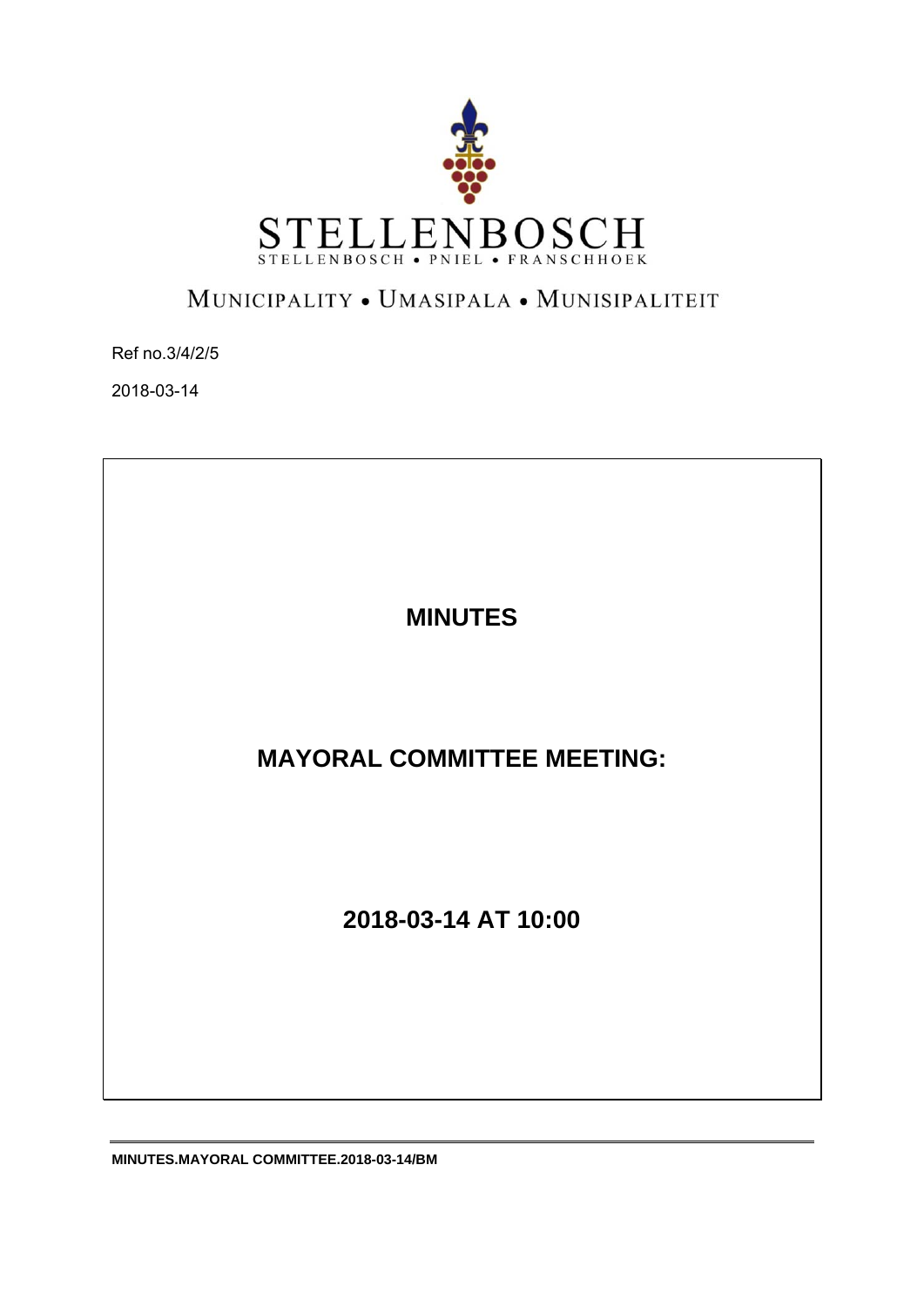STELLENBOSCH

STELLENBOSCH • PNIEL • FRANSCHHOEK

MUNICIPALITY • UMASIPALA • MUNISIPALITEIT

Ref no.3/4/2/5

2018-03-14

# MINUTES

# MAYORAL COMMITTEE MEETING:

## 2018-03-14 AT 10:00

**MINUTES.MAYORAL COMMITTEE.2018-03-14/BM**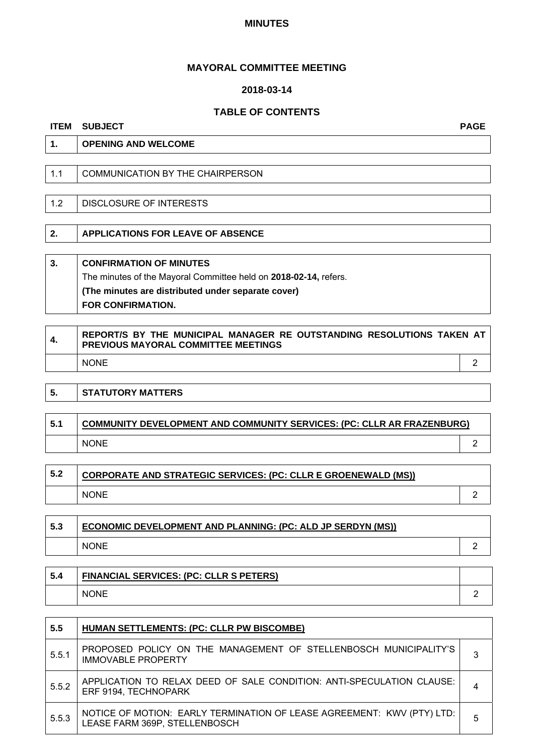# MINUTES

## MAYORAL COMMITTEE MEETING

### 2018-03-14

### TABLE OF CONTENTS

| ITEM | SUBJECT | PAGE |
|---|---|---|
| **1.** | **OPENING AND WELCOME** | |
| 1.1 | COMMUNICATION BY THE CHAIRPERSON | |
| 1.2 | DISCLOSURE OF INTERESTS | |
| **2.** | **APPLICATIONS FOR LEAVE OF ABSENCE** | |
| **3.** | **CONFIRMATION OF MINUTES**<br>The minutes of the Mayoral Committee held on **2018-02-14,** refers.<br>**(The minutes are distributed under separate cover)**<br>**FOR CONFIRMATION.** | |
| **4.** | **REPORT/S BY THE MUNICIPAL MANAGER RE OUTSTANDING RESOLUTIONS TAKEN AT PREVIOUS MAYORAL COMMITTEE MEETINGS** | |
| | NONE | 2 |
| **5.** | **STATUTORY MATTERS** | |
| **5.1** | **COMMUNITY DEVELOPMENT AND COMMUNITY SERVICES: (PC: CLLR AR FRAZENBURG)** | |
| | NONE | 2 |
| **5.2** | **CORPORATE AND STRATEGIC SERVICES: (PC: CLLR E GROENEWALD (MS))** | |
| | NONE | 2 |
| **5.3** | **ECONOMIC DEVELOPMENT AND PLANNING: (PC: ALD JP SERDYN (MS))** | |
| | NONE | 2 |
| **5.4** | **FINANCIAL SERVICES: (PC: CLLR S PETERS)** | |
| | NONE | 2 |
| **5.5** | **HUMAN SETTLEMENTS: (PC: CLLR PW BISCOMBE)** | |
| 5.5.1 | PROPOSED POLICY ON THE MANAGEMENT OF STELLENBOSCH MUNICIPALITY'S IMMOVABLE PROPERTY | 3 |
| 5.5.2 | APPLICATION TO RELAX DEED OF SALE CONDITION: ANTI-SPECULATION CLAUSE: ERF 9194, TECHNOPARK | 4 |
| 5.5.3 | NOTICE OF MOTION: EARLY TERMINATION OF LEASE AGREEMENT: KWV (PTY) LTD: LEASE FARM 369P, STELLENBOSCH | 5 |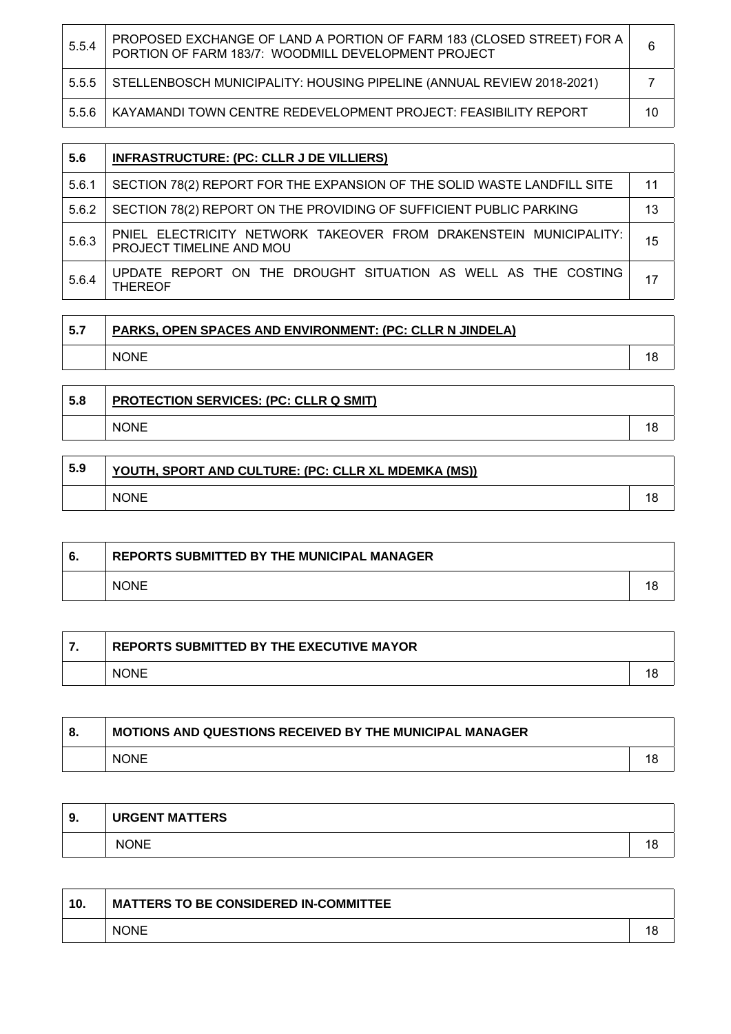| 5.5.4 | PROPOSED EXCHANGE OF LAND A PORTION OF FARM 183 (CLOSED STREET) FOR A PORTION OF FARM 183/7: WOODMILL DEVELOPMENT PROJECT | 6 |
|---|---|---|
| 5.5.5 | STELLENBOSCH MUNICIPALITY: HOUSING PIPELINE (ANNUAL REVIEW 2018-2021) | 7 |
| 5.5.6 | KAYAMANDI TOWN CENTRE REDEVELOPMENT PROJECT: FEASIBILITY REPORT | 10 |

| 5.6 | **INFRASTRUCTURE: (PC: CLLR J DE VILLIERS)** | |
|---|---|---|
| 5.6.1 | SECTION 78(2) REPORT FOR THE EXPANSION OF THE SOLID WASTE LANDFILL SITE | 11 |
| 5.6.2 | SECTION 78(2) REPORT ON THE PROVIDING OF SUFFICIENT PUBLIC PARKING | 13 |
| 5.6.3 | PNIEL ELECTRICITY NETWORK TAKEOVER FROM DRAKENSTEIN MUNICIPALITY: PROJECT TIMELINE AND MOU | 15 |
| 5.6.4 | UPDATE REPORT ON THE DROUGHT SITUATION AS WELL AS THE COSTING THEREOF | 17 |

| 5.7 | **PARKS, OPEN SPACES AND ENVIRONMENT: (PC: CLLR N JINDELA)** | |
|---|---|---|
| | NONE | 18 |

| 5.8 | **PROTECTION SERVICES: (PC: CLLR Q SMIT)** | |
|---|---|---|
| | NONE | 18 |

| 5.9 | **YOUTH, SPORT AND CULTURE: (PC: CLLR XL MDEMKA (MS))** | |
|---|---|---|
| | NONE | 18 |

| 6. | **REPORTS SUBMITTED BY THE MUNICIPAL MANAGER** | |
|---|---|---|
| | NONE | 18 |

| 7. | **REPORTS SUBMITTED BY THE EXECUTIVE MAYOR** | |
|---|---|---|
| | NONE | 18 |

| 8. | **MOTIONS AND QUESTIONS RECEIVED BY THE MUNICIPAL MANAGER** | |
|---|---|---|
| | NONE | 18 |

| 9. | **URGENT MATTERS** | |
|---|---|---|
| | NONE | 18 |

| 10. | **MATTERS TO BE CONSIDERED IN-COMMITTEE** | |
|---|---|---|
| | NONE | 18 |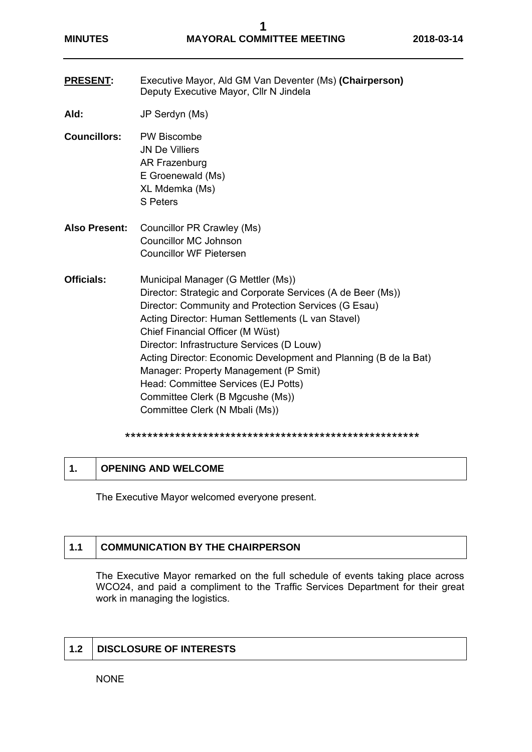**PRESENT:** Executive Mayor, Ald GM Van Deventer (Ms) **(Chairperson)**
Deputy Executive Mayor, Cllr N Jindela

**Ald:** JP Serdyn (Ms)

**Councillors:**
PW Biscombe
JN De Villiers
AR Frazenburg
E Groenewald (Ms)
XL Mdemka (Ms)
S Peters

**Also Present:**
Councillor PR Crawley (Ms)
Councillor MC Johnson
Councillor WF Pietersen

**Officials:**
Municipal Manager (G Mettler (Ms))
Director: Strategic and Corporate Services (A de Beer (Ms))
Director: Community and Protection Services (G Esau)
Acting Director: Human Settlements (L van Stavel)
Chief Financial Officer (M Wüst)
Director: Infrastructure Services (D Louw)
Acting Director: Economic Development and Planning (B de la Bat)
Manager: Property Management (P Smit)
Head: Committee Services (EJ Potts)
Committee Clerk (B Mgcushe (Ms))
Committee Clerk (N Mbali (Ms))

\*\*\*\*\*\*\*\*\*\*\*\*\*\*\*\*\*\*\*\*\*\*\*\*\*\*\*\*\*\*\*\*\*\*\*\*\*\*\*\*\*\*\*\*\*\*\*\*\*\*\*\*\*

## 1. OPENING AND WELCOME

The Executive Mayor welcomed everyone present.

## 1.1 COMMUNICATION BY THE CHAIRPERSON

The Executive Mayor remarked on the full schedule of events taking place across WCO24, and paid a compliment to the Traffic Services Department for their great work in managing the logistics.

## 1.2 DISCLOSURE OF INTERESTS

NONE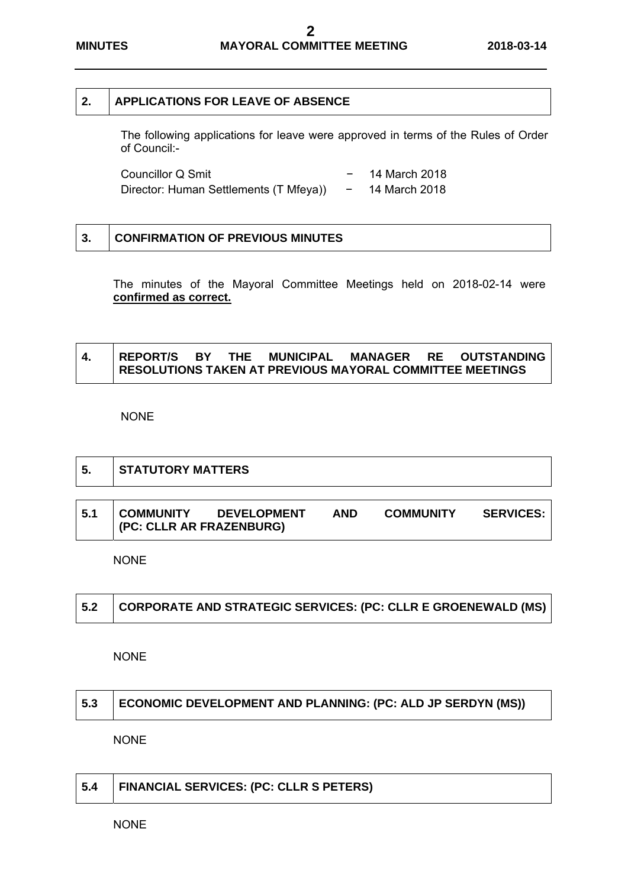## 2. APPLICATIONS FOR LEAVE OF ABSENCE

The following applications for leave were approved in terms of the Rules of Order of Council:-

| | | |
|---|---|---|
| Councillor Q Smit | − | 14 March 2018 |
| Director: Human Settlements (T Mfeya)) | − | 14 March 2018 |

## 3. CONFIRMATION OF PREVIOUS MINUTES

The minutes of the Mayoral Committee Meetings held on 2018-02-14 were **confirmed as correct.**

## 4. REPORT/S BY THE MUNICIPAL MANAGER RE OUTSTANDING RESOLUTIONS TAKEN AT PREVIOUS MAYORAL COMMITTEE MEETINGS

NONE

## 5. STATUTORY MATTERS

### 5.1 COMMUNITY DEVELOPMENT AND COMMUNITY SERVICES: (PC: CLLR AR FRAZENBURG)

NONE

### 5.2 CORPORATE AND STRATEGIC SERVICES: (PC: CLLR E GROENEWALD (MS)

NONE

### 5.3 ECONOMIC DEVELOPMENT AND PLANNING: (PC: ALD JP SERDYN (MS))

NONE

### 5.4 FINANCIAL SERVICES: (PC: CLLR S PETERS)

NONE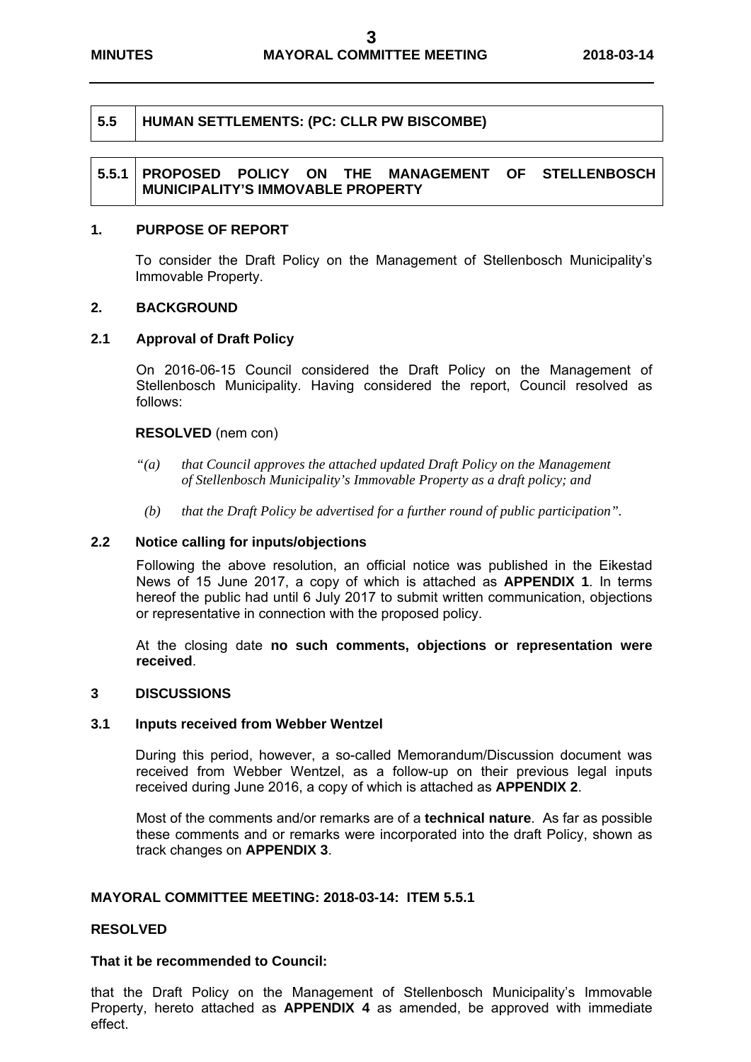## 5.5 HUMAN SETTLEMENTS: (PC: CLLR PW BISCOMBE)

### 5.5.1 PROPOSED POLICY ON THE MANAGEMENT OF STELLENBOSCH MUNICIPALITY'S IMMOVABLE PROPERTY

**1. PURPOSE OF REPORT**

To consider the Draft Policy on the Management of Stellenbosch Municipality's Immovable Property.

**2. BACKGROUND**

**2.1 Approval of Draft Policy**

On 2016-06-15 Council considered the Draft Policy on the Management of Stellenbosch Municipality. Having considered the report, Council resolved as follows:

**RESOLVED** (nem con)

*"(a) that Council approves the attached updated Draft Policy on the Management of Stellenbosch Municipality's Immovable Property as a draft policy; and*

*(b) that the Draft Policy be advertised for a further round of public participation".*

**2.2 Notice calling for inputs/objections**

Following the above resolution, an official notice was published in the Eikestad News of 15 June 2017, a copy of which is attached as **APPENDIX 1**. In terms hereof the public had until 6 July 2017 to submit written communication, objections or representative in connection with the proposed policy.

At the closing date **no such comments, objections or representation were received**.

**3 DISCUSSIONS**

**3.1 Inputs received from Webber Wentzel**

During this period, however, a so-called Memorandum/Discussion document was received from Webber Wentzel, as a follow-up on their previous legal inputs received during June 2016, a copy of which is attached as **APPENDIX 2**.

Most of the comments and/or remarks are of a **technical nature**. As far as possible these comments and or remarks were incorporated into the draft Policy, shown as track changes on **APPENDIX 3**.

**MAYORAL COMMITTEE MEETING: 2018-03-14: ITEM 5.5.1**

**RESOLVED**

**That it be recommended to Council:**

that the Draft Policy on the Management of Stellenbosch Municipality's Immovable Property, hereto attached as **APPENDIX 4** as amended, be approved with immediate effect.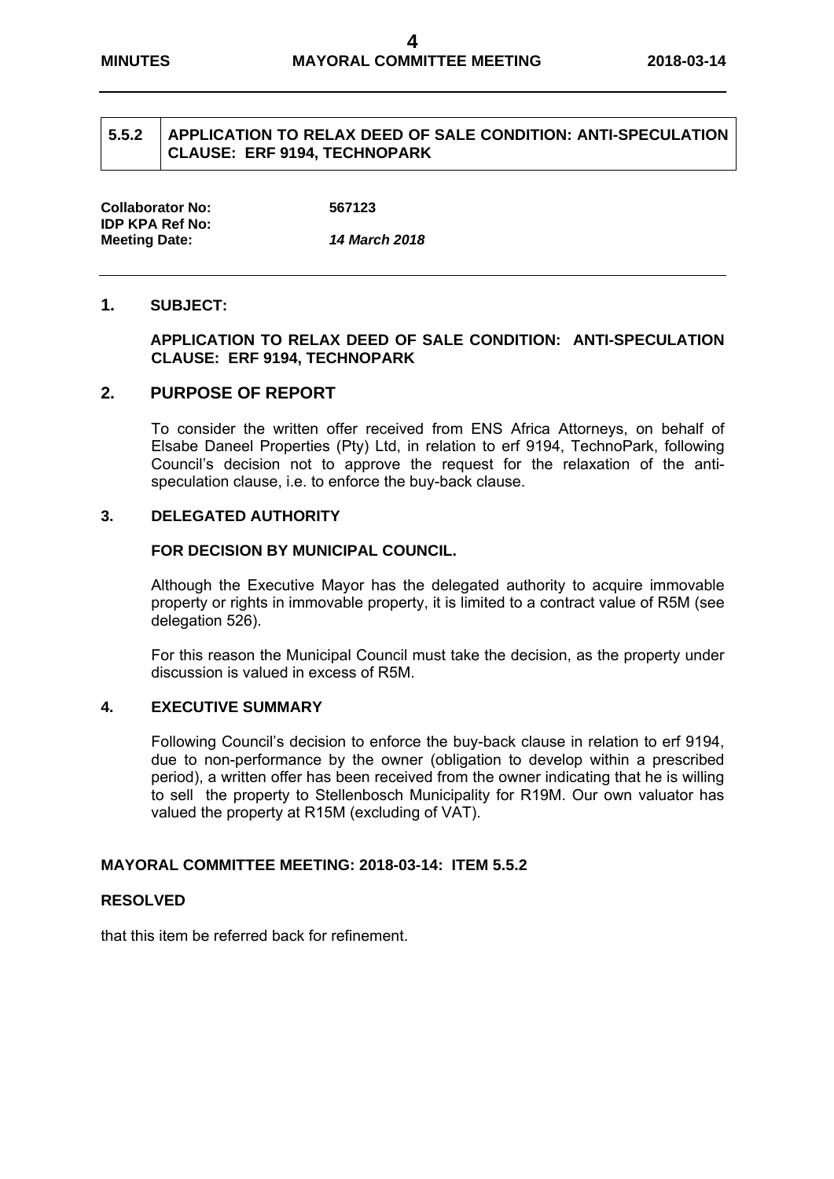## 5.5.2 APPLICATION TO RELAX DEED OF SALE CONDITION: ANTI-SPECULATION CLAUSE: ERF 9194, TECHNOPARK

**Collaborator No:** 567123
**IDP KPA Ref No:**
**Meeting Date:** ***14 March 2018***

### 1. SUBJECT:

**APPLICATION TO RELAX DEED OF SALE CONDITION: ANTI-SPECULATION CLAUSE: ERF 9194, TECHNOPARK**

### 2. PURPOSE OF REPORT

To consider the written offer received from ENS Africa Attorneys, on behalf of Elsabe Daneel Properties (Pty) Ltd, in relation to erf 9194, TechnoPark, following Council's decision not to approve the request for the relaxation of the anti-speculation clause, i.e. to enforce the buy-back clause.

### 3. DELEGATED AUTHORITY

**FOR DECISION BY MUNICIPAL COUNCIL.**

Although the Executive Mayor has the delegated authority to acquire immovable property or rights in immovable property, it is limited to a contract value of R5M (see delegation 526).

For this reason the Municipal Council must take the decision, as the property under discussion is valued in excess of R5M.

### 4. EXECUTIVE SUMMARY

Following Council's decision to enforce the buy-back clause in relation to erf 9194, due to non-performance by the owner (obligation to develop within a prescribed period), a written offer has been received from the owner indicating that he is willing to sell the property to Stellenbosch Municipality for R19M. Our own valuator has valued the property at R15M (excluding of VAT).

**MAYORAL COMMITTEE MEETING: 2018-03-14: ITEM 5.5.2**

**RESOLVED**

that this item be referred back for refinement.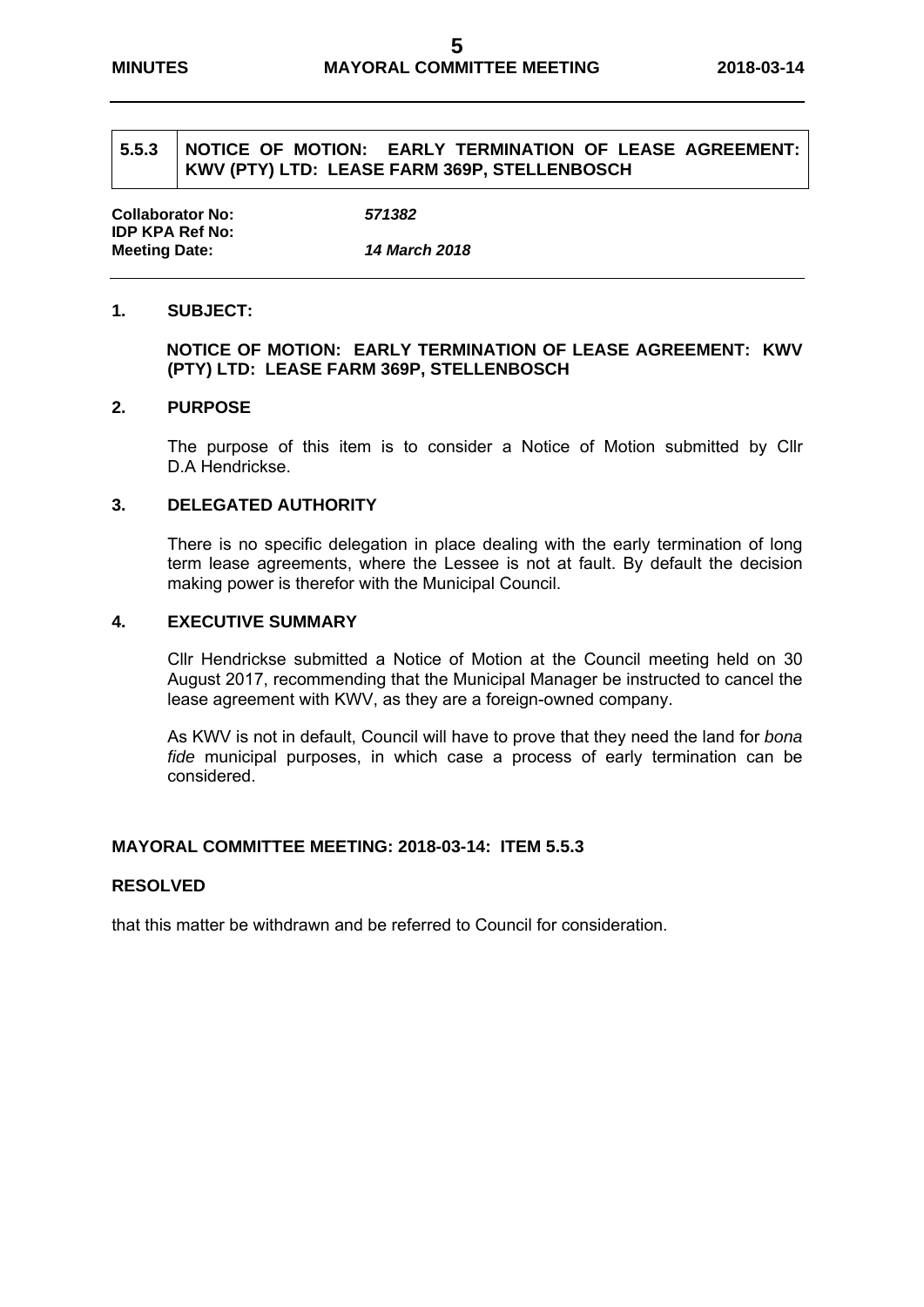## 5.5.3 NOTICE OF MOTION: EARLY TERMINATION OF LEASE AGREEMENT: KWV (PTY) LTD: LEASE FARM 369P, STELLENBOSCH

**Collaborator No:** *571382*
**IDP KPA Ref No:**
**Meeting Date:** *14 March 2018*

### 1. SUBJECT:

**NOTICE OF MOTION: EARLY TERMINATION OF LEASE AGREEMENT: KWV (PTY) LTD: LEASE FARM 369P, STELLENBOSCH**

### 2. PURPOSE

The purpose of this item is to consider a Notice of Motion submitted by Cllr D.A Hendrickse.

### 3. DELEGATED AUTHORITY

There is no specific delegation in place dealing with the early termination of long term lease agreements, where the Lessee is not at fault. By default the decision making power is therefor with the Municipal Council.

### 4. EXECUTIVE SUMMARY

Cllr Hendrickse submitted a Notice of Motion at the Council meeting held on 30 August 2017, recommending that the Municipal Manager be instructed to cancel the lease agreement with KWV, as they are a foreign-owned company.

As KWV is not in default, Council will have to prove that they need the land for *bona fide* municipal purposes, in which case a process of early termination can be considered.

**MAYORAL COMMITTEE MEETING: 2018-03-14: ITEM 5.5.3**

**RESOLVED**

that this matter be withdrawn and be referred to Council for consideration.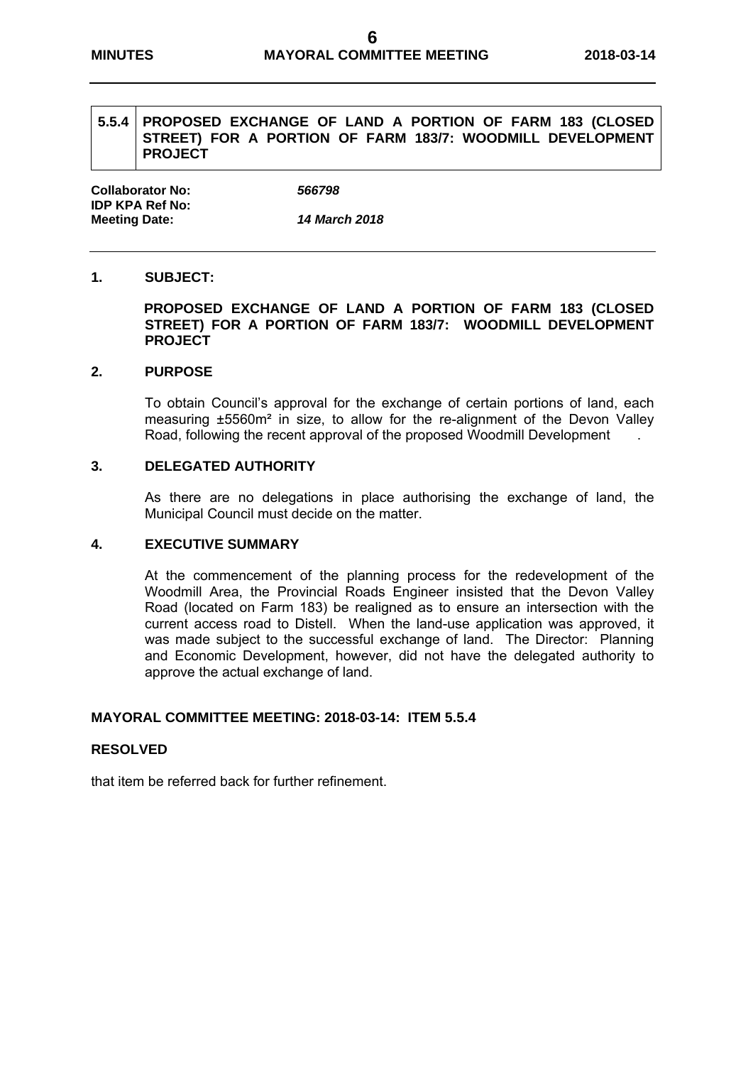| 5.5.4 | PROPOSED EXCHANGE OF LAND A PORTION OF FARM 183 (CLOSED STREET) FOR A PORTION OF FARM 183/7: WOODMILL DEVELOPMENT PROJECT |
|---|---|

**Collaborator No:** *566798*
**IDP KPA Ref No:**
**Meeting Date:** *14 March 2018*

---

## 1. SUBJECT:

**PROPOSED EXCHANGE OF LAND A PORTION OF FARM 183 (CLOSED STREET) FOR A PORTION OF FARM 183/7: WOODMILL DEVELOPMENT PROJECT**

## 2. PURPOSE

To obtain Council's approval for the exchange of certain portions of land, each measuring ±5560m² in size, to allow for the re-alignment of the Devon Valley Road, following the recent approval of the proposed Woodmill Development .

## 3. DELEGATED AUTHORITY

As there are no delegations in place authorising the exchange of land, the Municipal Council must decide on the matter.

## 4. EXECUTIVE SUMMARY

At the commencement of the planning process for the redevelopment of the Woodmill Area, the Provincial Roads Engineer insisted that the Devon Valley Road (located on Farm 183) be realigned as to ensure an intersection with the current access road to Distell. When the land-use application was approved, it was made subject to the successful exchange of land. The Director: Planning and Economic Development, however, did not have the delegated authority to approve the actual exchange of land.

**MAYORAL COMMITTEE MEETING: 2018-03-14: ITEM 5.5.4**

**RESOLVED**

that item be referred back for further refinement.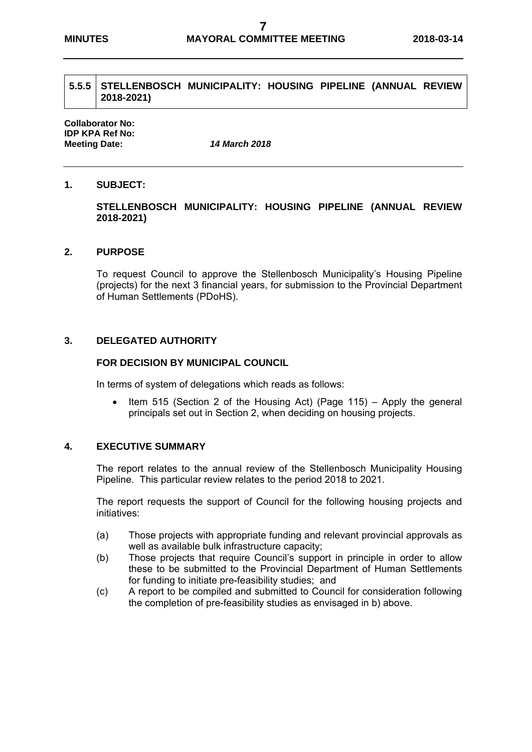| 5.5.5 | STELLENBOSCH MUNICIPALITY: HOUSING PIPELINE (ANNUAL REVIEW 2018-2021) |
|---|---|

**Collaborator No:**
**IDP KPA Ref No:**
**Meeting Date:** ***14 March 2018***

---

## 1. SUBJECT:

**STELLENBOSCH MUNICIPALITY: HOUSING PIPELINE (ANNUAL REVIEW 2018-2021)**

## 2. PURPOSE

To request Council to approve the Stellenbosch Municipality's Housing Pipeline (projects) for the next 3 financial years, for submission to the Provincial Department of Human Settlements (PDoHS).

## 3. DELEGATED AUTHORITY

**FOR DECISION BY MUNICIPAL COUNCIL**

In terms of system of delegations which reads as follows:

- Item 515 (Section 2 of the Housing Act) (Page 115) – Apply the general principals set out in Section 2, when deciding on housing projects.

## 4. EXECUTIVE SUMMARY

The report relates to the annual review of the Stellenbosch Municipality Housing Pipeline. This particular review relates to the period 2018 to 2021.

The report requests the support of Council for the following housing projects and initiatives:

(a) Those projects with appropriate funding and relevant provincial approvals as well as available bulk infrastructure capacity;

(b) Those projects that require Council's support in principle in order to allow these to be submitted to the Provincial Department of Human Settlements for funding to initiate pre-feasibility studies; and

(c) A report to be compiled and submitted to Council for consideration following the completion of pre-feasibility studies as envisaged in b) above.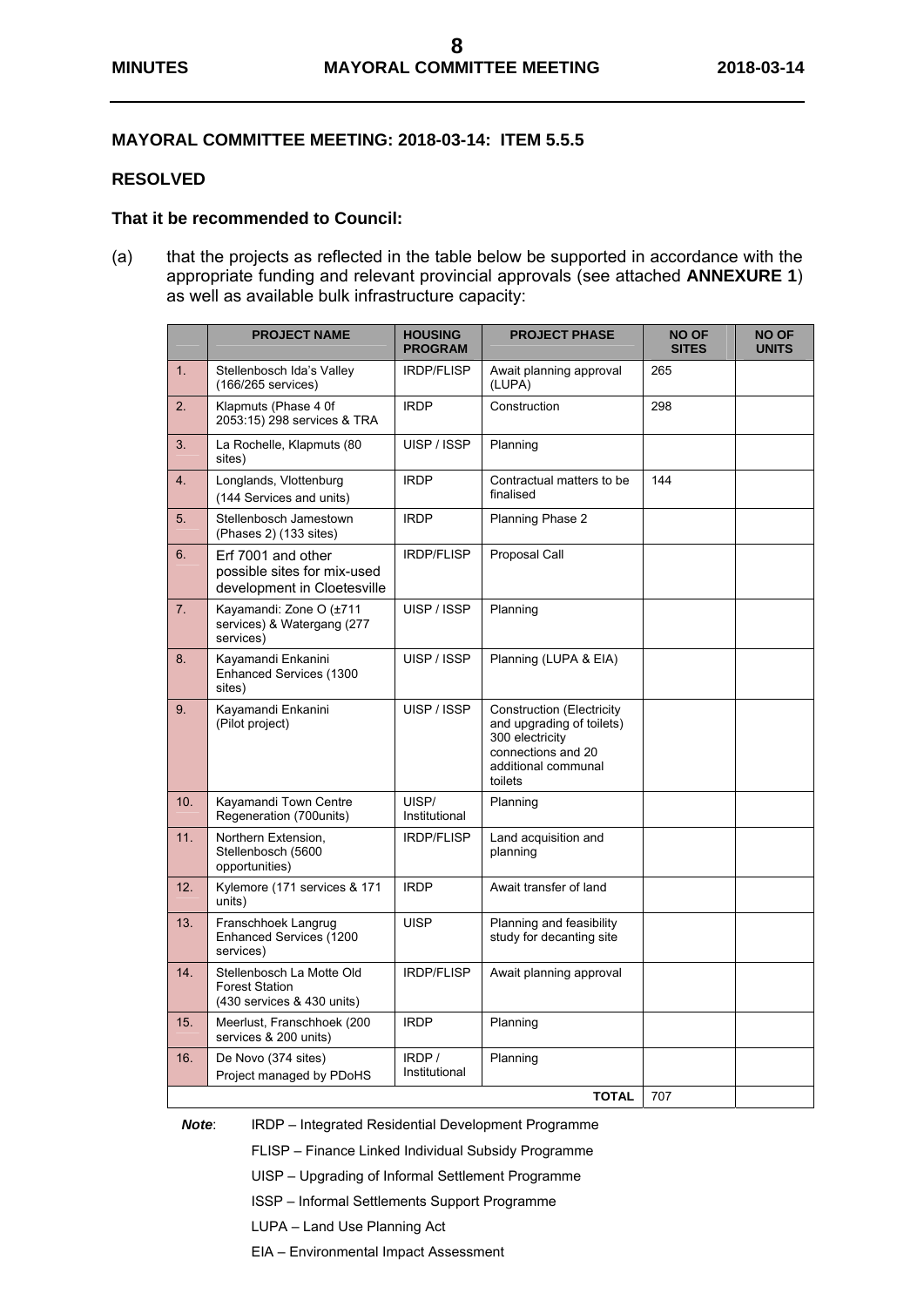## MAYORAL COMMITTEE MEETING: 2018-03-14: ITEM 5.5.5

### RESOLVED

**That it be recommended to Council:**

(a) that the projects as reflected in the table below be supported in accordance with the appropriate funding and relevant provincial approvals (see attached **ANNEXURE 1**) as well as available bulk infrastructure capacity:

| | PROJECT NAME | HOUSING PROGRAM | PROJECT PHASE | NO OF SITES | NO OF UNITS |
|---|---|---|---|---|---|
| 1. | Stellenbosch Ida's Valley (166/265 services) | IRDP/FLISP | Await planning approval (LUPA) | 265 | |
| 2. | Klapmuts (Phase 4 0f 2053:15) 298 services & TRA | IRDP | Construction | 298 | |
| 3. | La Rochelle, Klapmuts (80 sites) | UISP / ISSP | Planning | | |
| 4. | Longlands, Vlottenburg (144 Services and units) | IRDP | Contractual matters to be finalised | 144 | |
| 5. | Stellenbosch Jamestown (Phases 2) (133 sites) | IRDP | Planning Phase 2 | | |
| 6. | Erf 7001 and other possible sites for mix-used development in Cloetesville | IRDP/FLISP | Proposal Call | | |
| 7. | Kayamandi: Zone O (±711 services) & Watergang (277 services) | UISP / ISSP | Planning | | |
| 8. | Kayamandi Enkanini Enhanced Services (1300 sites) | UISP / ISSP | Planning (LUPA & EIA) | | |
| 9. | Kayamandi Enkanini (Pilot project) | UISP / ISSP | Construction (Electricity and upgrading of toilets) 300 electricity connections and 20 additional communal toilets | | |
| 10. | Kayamandi Town Centre Regeneration (700units) | UISP/ Institutional | Planning | | |
| 11. | Northern Extension, Stellenbosch (5600 opportunities) | IRDP/FLISP | Land acquisition and planning | | |
| 12. | Kylemore (171 services & 171 units) | IRDP | Await transfer of land | | |
| 13. | Franschhoek Langrug Enhanced Services (1200 services) | UISP | Planning and feasibility study for decanting site | | |
| 14. | Stellenbosch La Motte Old Forest Station (430 services & 430 units) | IRDP/FLISP | Await planning approval | | |
| 15. | Meerlust, Franschhoek (200 services & 200 units) | IRDP | Planning | | |
| 16. | De Novo (374 sites) Project managed by PDoHS | IRDP / Institutional | Planning | | |
| | | | **TOTAL** | 707 | |

***Note***: IRDP – Integrated Residential Development Programme

FLISP – Finance Linked Individual Subsidy Programme

UISP – Upgrading of Informal Settlement Programme

ISSP – Informal Settlements Support Programme

LUPA – Land Use Planning Act

EIA – Environmental Impact Assessment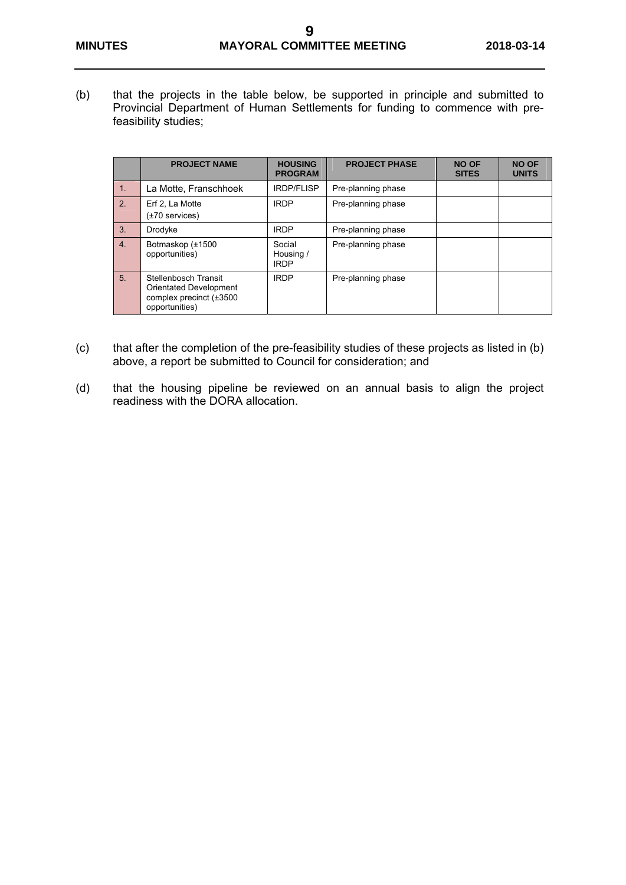(b) that the projects in the table below, be supported in principle and submitted to Provincial Department of Human Settlements for funding to commence with pre-feasibility studies;

| | PROJECT NAME | HOUSING PROGRAM | PROJECT PHASE | NO OF SITES | NO OF UNITS |
|---|---|---|---|---|---|
| 1. | La Motte, Franschhoek | IRDP/FLISP | Pre-planning phase | | |
| 2. | Erf 2, La Motte (±70 services) | IRDP | Pre-planning phase | | |
| 3. | Drodyke | IRDP | Pre-planning phase | | |
| 4. | Botmaskop (±1500 opportunities) | Social Housing / IRDP | Pre-planning phase | | |
| 5. | Stellenbosch Transit Orientated Development complex precinct (±3500 opportunities) | IRDP | Pre-planning phase | | |

(c) that after the completion of the pre-feasibility studies of these projects as listed in (b) above, a report be submitted to Council for consideration; and

(d) that the housing pipeline be reviewed on an annual basis to align the project readiness with the DORA allocation.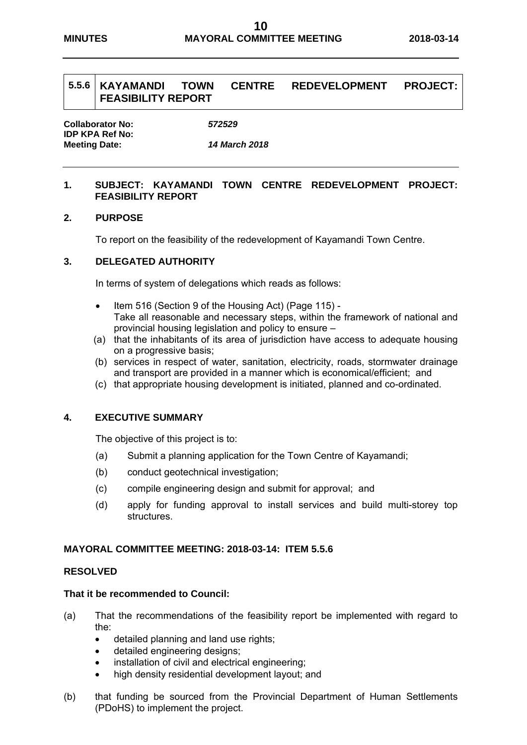## 5.5.6 KAYAMANDI TOWN CENTRE REDEVELOPMENT PROJECT: FEASIBILITY REPORT

**Collaborator No:** *572529*
**IDP KPA Ref No:**
**Meeting Date:** *14 March 2018*

### 1. SUBJECT: KAYAMANDI TOWN CENTRE REDEVELOPMENT PROJECT: FEASIBILITY REPORT

### 2. PURPOSE

To report on the feasibility of the redevelopment of Kayamandi Town Centre.

### 3. DELEGATED AUTHORITY

In terms of system of delegations which reads as follows:

- Item 516 (Section 9 of the Housing Act) (Page 115) -
  Take all reasonable and necessary steps, within the framework of national and provincial housing legislation and policy to ensure –

(a) that the inhabitants of its area of jurisdiction have access to adequate housing on a progressive basis;
(b) services in respect of water, sanitation, electricity, roads, stormwater drainage and transport are provided in a manner which is economical/efficient; and
(c) that appropriate housing development is initiated, planned and co-ordinated.

### 4. EXECUTIVE SUMMARY

The objective of this project is to:

(a) Submit a planning application for the Town Centre of Kayamandi;
(b) conduct geotechnical investigation;
(c) compile engineering design and submit for approval; and
(d) apply for funding approval to install services and build multi-storey top structures.

**MAYORAL COMMITTEE MEETING: 2018-03-14: ITEM 5.5.6**

**RESOLVED**

**That it be recommended to Council:**

(a) That the recommendations of the feasibility report be implemented with regard to the:
- detailed planning and land use rights;
- detailed engineering designs;
- installation of civil and electrical engineering;
- high density residential development layout; and

(b) that funding be sourced from the Provincial Department of Human Settlements (PDoHS) to implement the project.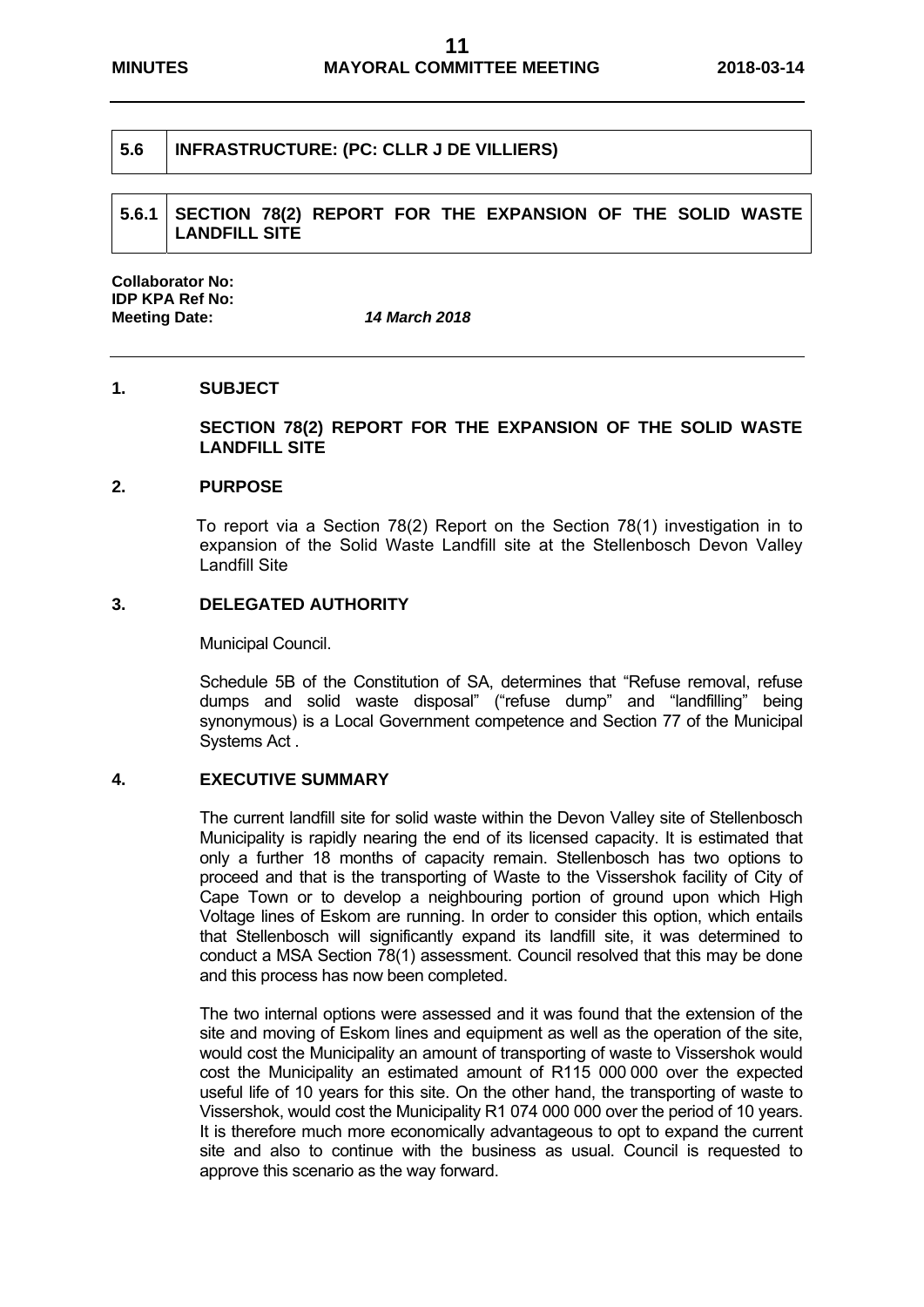## 5.6 INFRASTRUCTURE: (PC: CLLR J DE VILLIERS)

### 5.6.1 SECTION 78(2) REPORT FOR THE EXPANSION OF THE SOLID WASTE LANDFILL SITE

**Collaborator No:**
**IDP KPA Ref No:**
**Meeting Date:** ***14 March 2018***

**1. SUBJECT**

**SECTION 78(2) REPORT FOR THE EXPANSION OF THE SOLID WASTE LANDFILL SITE**

**2. PURPOSE**

To report via a Section 78(2) Report on the Section 78(1) investigation in to expansion of the Solid Waste Landfill site at the Stellenbosch Devon Valley Landfill Site

**3. DELEGATED AUTHORITY**

Municipal Council.

Schedule 5B of the Constitution of SA, determines that "Refuse removal, refuse dumps and solid waste disposal" ("refuse dump" and "landfilling" being synonymous) is a Local Government competence and Section 77 of the Municipal Systems Act .

**4. EXECUTIVE SUMMARY**

The current landfill site for solid waste within the Devon Valley site of Stellenbosch Municipality is rapidly nearing the end of its licensed capacity. It is estimated that only a further 18 months of capacity remain. Stellenbosch has two options to proceed and that is the transporting of Waste to the Vissershok facility of City of Cape Town or to develop a neighbouring portion of ground upon which High Voltage lines of Eskom are running. In order to consider this option, which entails that Stellenbosch will significantly expand its landfill site, it was determined to conduct a MSA Section 78(1) assessment. Council resolved that this may be done and this process has now been completed.

The two internal options were assessed and it was found that the extension of the site and moving of Eskom lines and equipment as well as the operation of the site, would cost the Municipality an amount of transporting of waste to Vissershok would cost the Municipality an estimated amount of R115 000 000 over the expected useful life of 10 years for this site. On the other hand, the transporting of waste to Vissershok, would cost the Municipality R1 074 000 000 over the period of 10 years. It is therefore much more economically advantageous to opt to expand the current site and also to continue with the business as usual. Council is requested to approve this scenario as the way forward.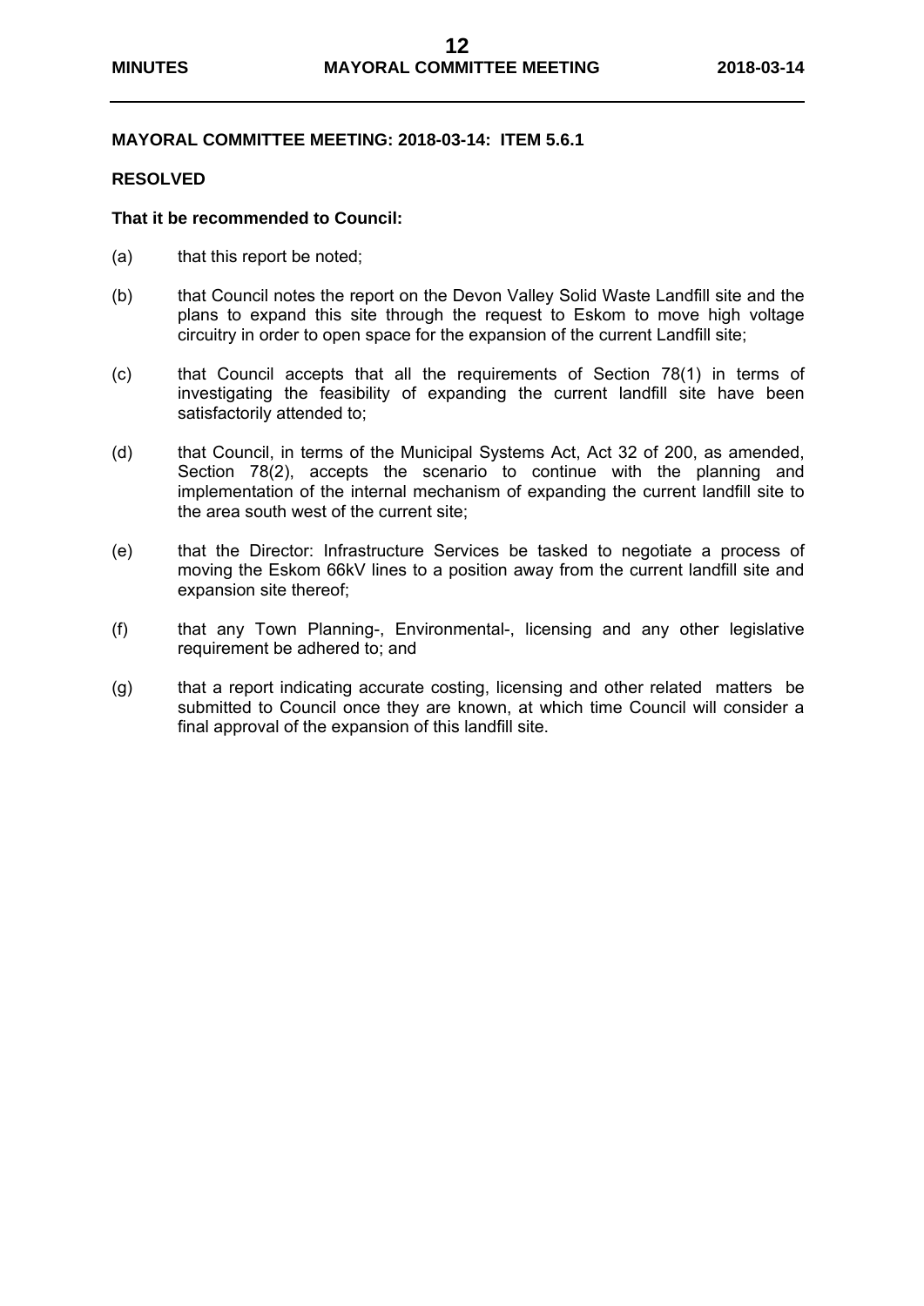**MAYORAL COMMITTEE MEETING: 2018-03-14: ITEM 5.6.1**

**RESOLVED**

**That it be recommended to Council:**

(a) that this report be noted;

(b) that Council notes the report on the Devon Valley Solid Waste Landfill site and the plans to expand this site through the request to Eskom to move high voltage circuitry in order to open space for the expansion of the current Landfill site;

(c) that Council accepts that all the requirements of Section 78(1) in terms of investigating the feasibility of expanding the current landfill site have been satisfactorily attended to;

(d) that Council, in terms of the Municipal Systems Act, Act 32 of 200, as amended, Section 78(2), accepts the scenario to continue with the planning and implementation of the internal mechanism of expanding the current landfill site to the area south west of the current site;

(e) that the Director: Infrastructure Services be tasked to negotiate a process of moving the Eskom 66kV lines to a position away from the current landfill site and expansion site thereof;

(f) that any Town Planning-, Environmental-, licensing and any other legislative requirement be adhered to; and

(g) that a report indicating accurate costing, licensing and other related matters be submitted to Council once they are known, at which time Council will consider a final approval of the expansion of this landfill site.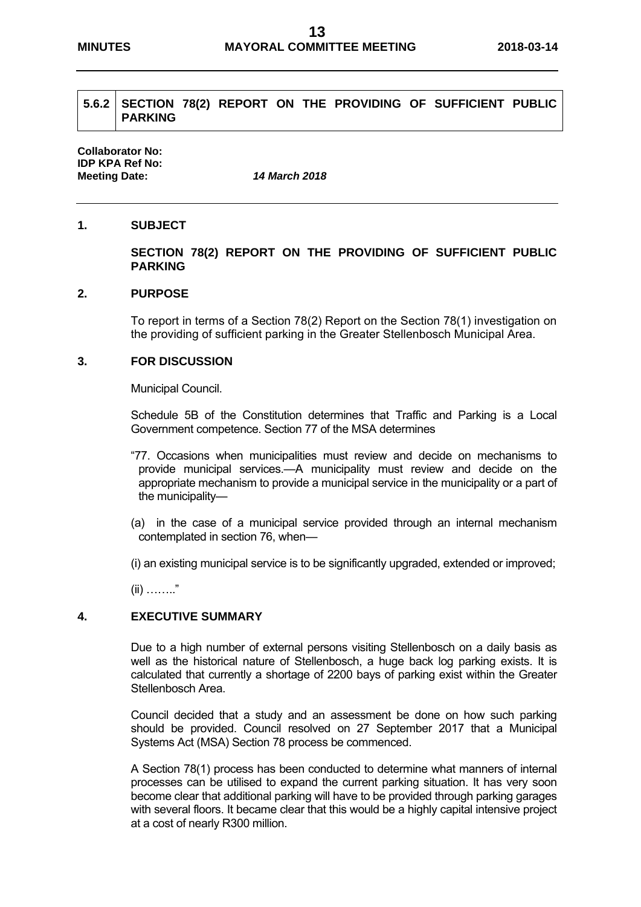## 5.6.2 SECTION 78(2) REPORT ON THE PROVIDING OF SUFFICIENT PUBLIC PARKING

**Collaborator No:**
**IDP KPA Ref No:**
**Meeting Date:** ***14 March 2018***

### 1. SUBJECT

**SECTION 78(2) REPORT ON THE PROVIDING OF SUFFICIENT PUBLIC PARKING**

### 2. PURPOSE

To report in terms of a Section 78(2) Report on the Section 78(1) investigation on the providing of sufficient parking in the Greater Stellenbosch Municipal Area.

### 3. FOR DISCUSSION

Municipal Council.

Schedule 5B of the Constitution determines that Traffic and Parking is a Local Government competence. Section 77 of the MSA determines

"77. Occasions when municipalities must review and decide on mechanisms to provide municipal services.—A municipality must review and decide on the appropriate mechanism to provide a municipal service in the municipality or a part of the municipality—

(a) in the case of a municipal service provided through an internal mechanism contemplated in section 76, when—

(i) an existing municipal service is to be significantly upgraded, extended or improved;

(ii) ……."

### 4. EXECUTIVE SUMMARY

Due to a high number of external persons visiting Stellenbosch on a daily basis as well as the historical nature of Stellenbosch, a huge back log parking exists. It is calculated that currently a shortage of 2200 bays of parking exist within the Greater Stellenbosch Area.

Council decided that a study and an assessment be done on how such parking should be provided. Council resolved on 27 September 2017 that a Municipal Systems Act (MSA) Section 78 process be commenced.

A Section 78(1) process has been conducted to determine what manners of internal processes can be utilised to expand the current parking situation. It has very soon become clear that additional parking will have to be provided through parking garages with several floors. It became clear that this would be a highly capital intensive project at a cost of nearly R300 million.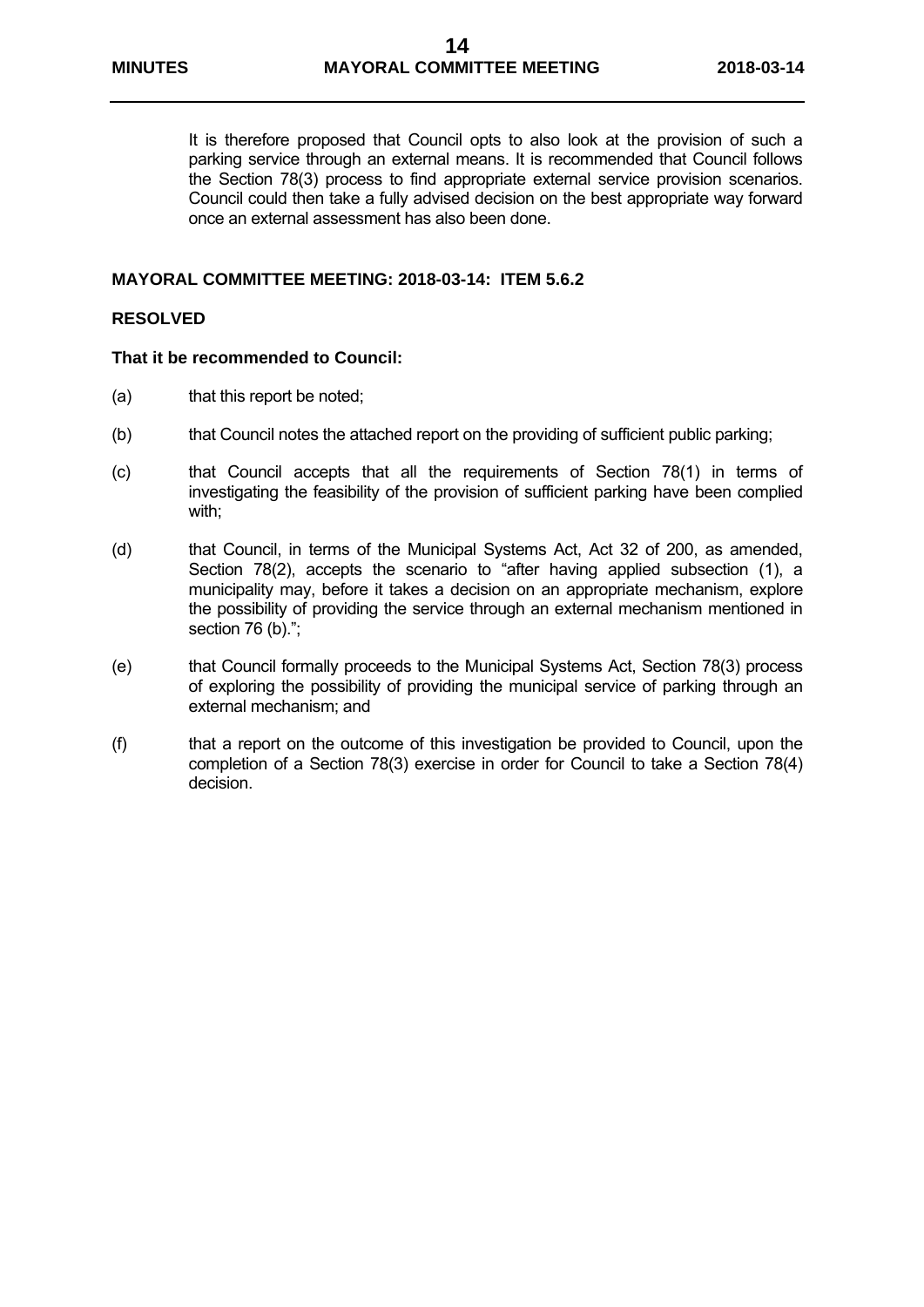It is therefore proposed that Council opts to also look at the provision of such a parking service through an external means. It is recommended that Council follows the Section 78(3) process to find appropriate external service provision scenarios. Council could then take a fully advised decision on the best appropriate way forward once an external assessment has also been done.

**MAYORAL COMMITTEE MEETING: 2018-03-14: ITEM 5.6.2**

**RESOLVED**

**That it be recommended to Council:**

(a) that this report be noted;

(b) that Council notes the attached report on the providing of sufficient public parking;

(c) that Council accepts that all the requirements of Section 78(1) in terms of investigating the feasibility of the provision of sufficient parking have been complied with;

(d) that Council, in terms of the Municipal Systems Act, Act 32 of 200, as amended, Section 78(2), accepts the scenario to "after having applied subsection (1), a municipality may, before it takes a decision on an appropriate mechanism, explore the possibility of providing the service through an external mechanism mentioned in section 76 (b).";

(e) that Council formally proceeds to the Municipal Systems Act, Section 78(3) process of exploring the possibility of providing the municipal service of parking through an external mechanism; and

(f) that a report on the outcome of this investigation be provided to Council, upon the completion of a Section 78(3) exercise in order for Council to take a Section 78(4) decision.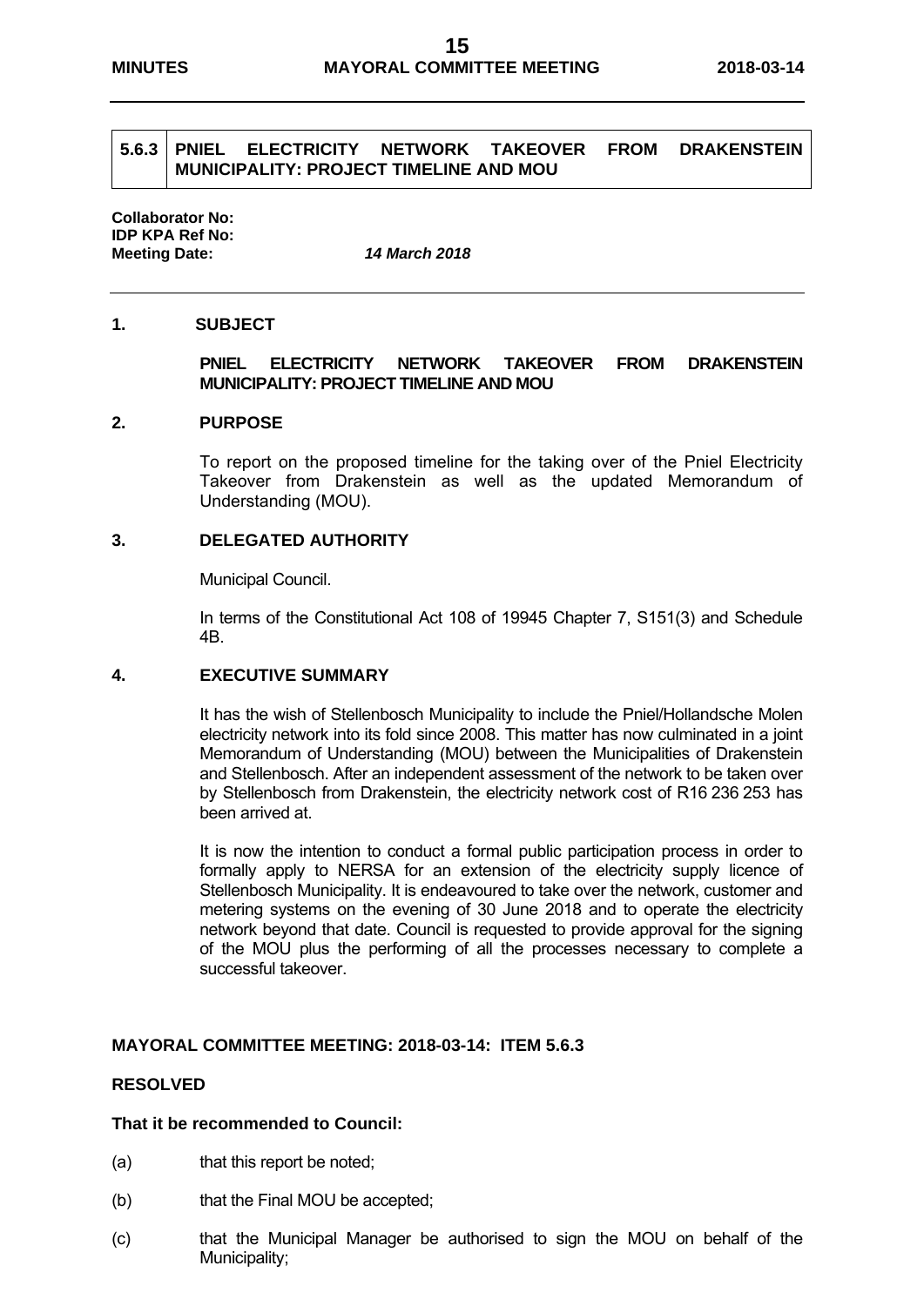| 5.6.3 | PNIEL ELECTRICITY NETWORK TAKEOVER FROM DRAKENSTEIN MUNICIPALITY: PROJECT TIMELINE AND MOU |
|---|---|

**Collaborator No:**
**IDP KPA Ref No:**
**Meeting Date:** *14 March 2018*

---

## 1. SUBJECT

**PNIEL ELECTRICITY NETWORK TAKEOVER FROM DRAKENSTEIN MUNICIPALITY: PROJECT TIMELINE AND MOU**

## 2. PURPOSE

To report on the proposed timeline for the taking over of the Pniel Electricity Takeover from Drakenstein as well as the updated Memorandum of Understanding (MOU).

## 3. DELEGATED AUTHORITY

Municipal Council.

In terms of the Constitutional Act 108 of 19945 Chapter 7, S151(3) and Schedule 4B.

## 4. EXECUTIVE SUMMARY

It has the wish of Stellenbosch Municipality to include the Pniel/Hollandsche Molen electricity network into its fold since 2008. This matter has now culminated in a joint Memorandum of Understanding (MOU) between the Municipalities of Drakenstein and Stellenbosch. After an independent assessment of the network to be taken over by Stellenbosch from Drakenstein, the electricity network cost of R16 236 253 has been arrived at.

It is now the intention to conduct a formal public participation process in order to formally apply to NERSA for an extension of the electricity supply licence of Stellenbosch Municipality. It is endeavoured to take over the network, customer and metering systems on the evening of 30 June 2018 and to operate the electricity network beyond that date. Council is requested to provide approval for the signing of the MOU plus the performing of all the processes necessary to complete a successful takeover.

**MAYORAL COMMITTEE MEETING: 2018-03-14: ITEM 5.6.3**

**RESOLVED**

**That it be recommended to Council:**

(a) that this report be noted;

(b) that the Final MOU be accepted;

(c) that the Municipal Manager be authorised to sign the MOU on behalf of the Municipality;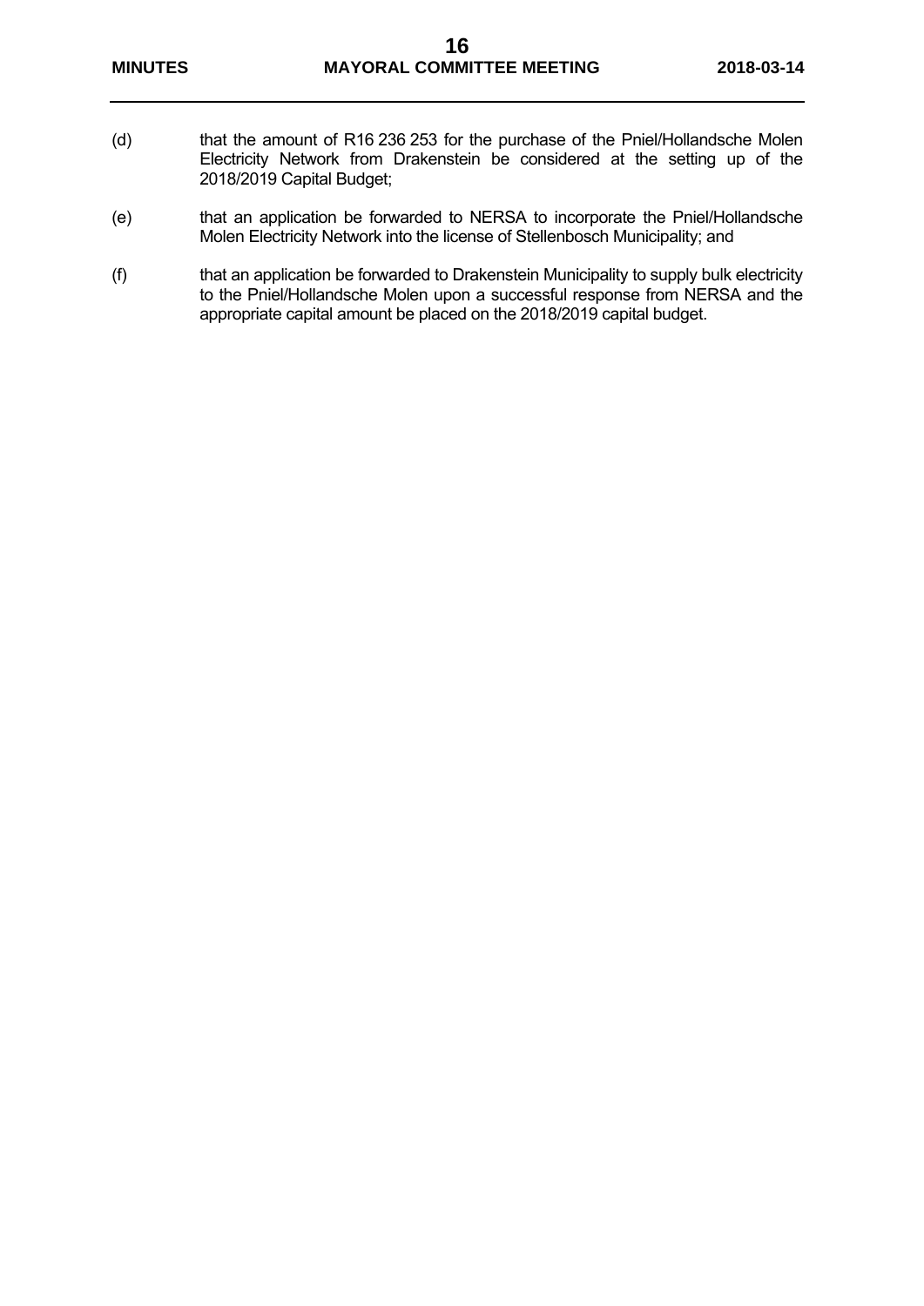(d) that the amount of R16 236 253 for the purchase of the Pniel/Hollandsche Molen Electricity Network from Drakenstein be considered at the setting up of the 2018/2019 Capital Budget;

(e) that an application be forwarded to NERSA to incorporate the Pniel/Hollandsche Molen Electricity Network into the license of Stellenbosch Municipality; and

(f) that an application be forwarded to Drakenstein Municipality to supply bulk electricity to the Pniel/Hollandsche Molen upon a successful response from NERSA and the appropriate capital amount be placed on the 2018/2019 capital budget.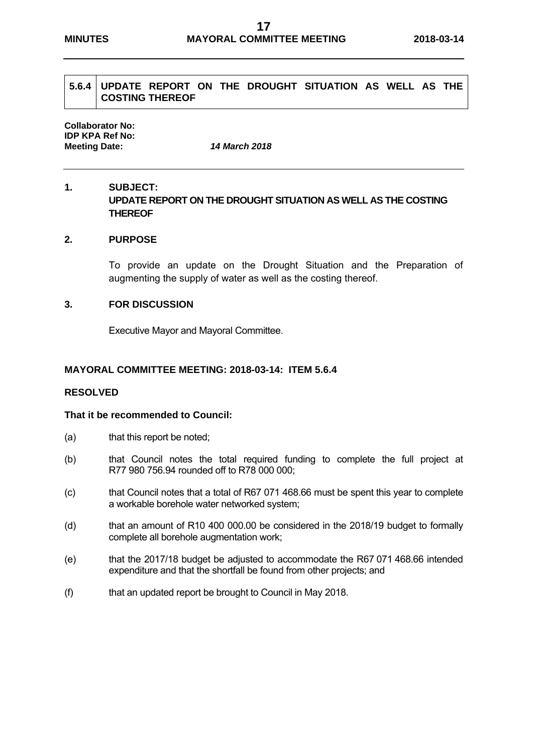## 5.6.4 UPDATE REPORT ON THE DROUGHT SITUATION AS WELL AS THE COSTING THEREOF

**Collaborator No:**
**IDP KPA Ref No:**
**Meeting Date:** ***14 March 2018***

### 1. SUBJECT:

**UPDATE REPORT ON THE DROUGHT SITUATION AS WELL AS THE COSTING THEREOF**

### 2. PURPOSE

To provide an update on the Drought Situation and the Preparation of augmenting the supply of water as well as the costing thereof.

### 3. FOR DISCUSSION

Executive Mayor and Mayoral Committee.

**MAYORAL COMMITTEE MEETING: 2018-03-14: ITEM 5.6.4**

**RESOLVED**

**That it be recommended to Council:**

(a) that this report be noted;

(b) that Council notes the total required funding to complete the full project at R77 980 756.94 rounded off to R78 000 000;

(c) that Council notes that a total of R67 071 468.66 must be spent this year to complete a workable borehole water networked system;

(d) that an amount of R10 400 000.00 be considered in the 2018/19 budget to formally complete all borehole augmentation work;

(e) that the 2017/18 budget be adjusted to accommodate the R67 071 468.66 intended expenditure and that the shortfall be found from other projects; and

(f) that an updated report be brought to Council in May 2018.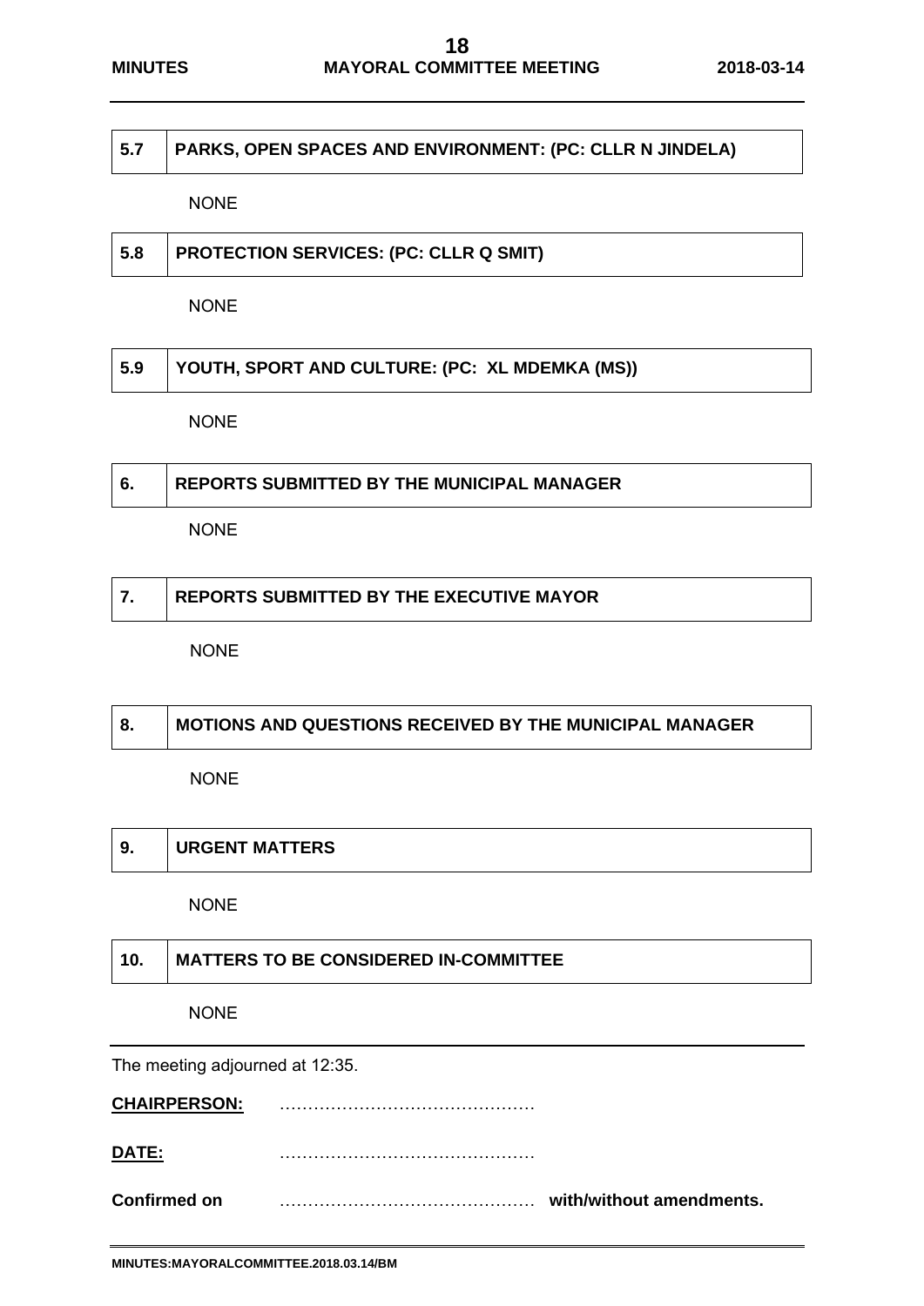| 5.7 | PARKS, OPEN SPACES AND ENVIRONMENT: (PC: CLLR N JINDELA) |
|---|---|

NONE

| 5.8 | PROTECTION SERVICES: (PC: CLLR Q SMIT) |
|---|---|

NONE

| 5.9 | YOUTH, SPORT AND CULTURE: (PC: XL MDEMKA (MS)) |
|---|---|

NONE

| 6. | REPORTS SUBMITTED BY THE MUNICIPAL MANAGER |
|---|---|

NONE

| 7. | REPORTS SUBMITTED BY THE EXECUTIVE MAYOR |
|---|---|

NONE

| 8. | MOTIONS AND QUESTIONS RECEIVED BY THE MUNICIPAL MANAGER |
|---|---|

NONE

| 9. | URGENT MATTERS |
|---|---|

NONE

| 10. | MATTERS TO BE CONSIDERED IN-COMMITTEE |
|---|---|

NONE

---

The meeting adjourned at 12:35.

**CHAIRPERSON:** ………………………………………

**DATE:** ………………………………………

**Confirmed on** ……………………………………… **with/without amendments.**

MINUTES:MAYORALCOMMITTEE.2018.03.14/BM